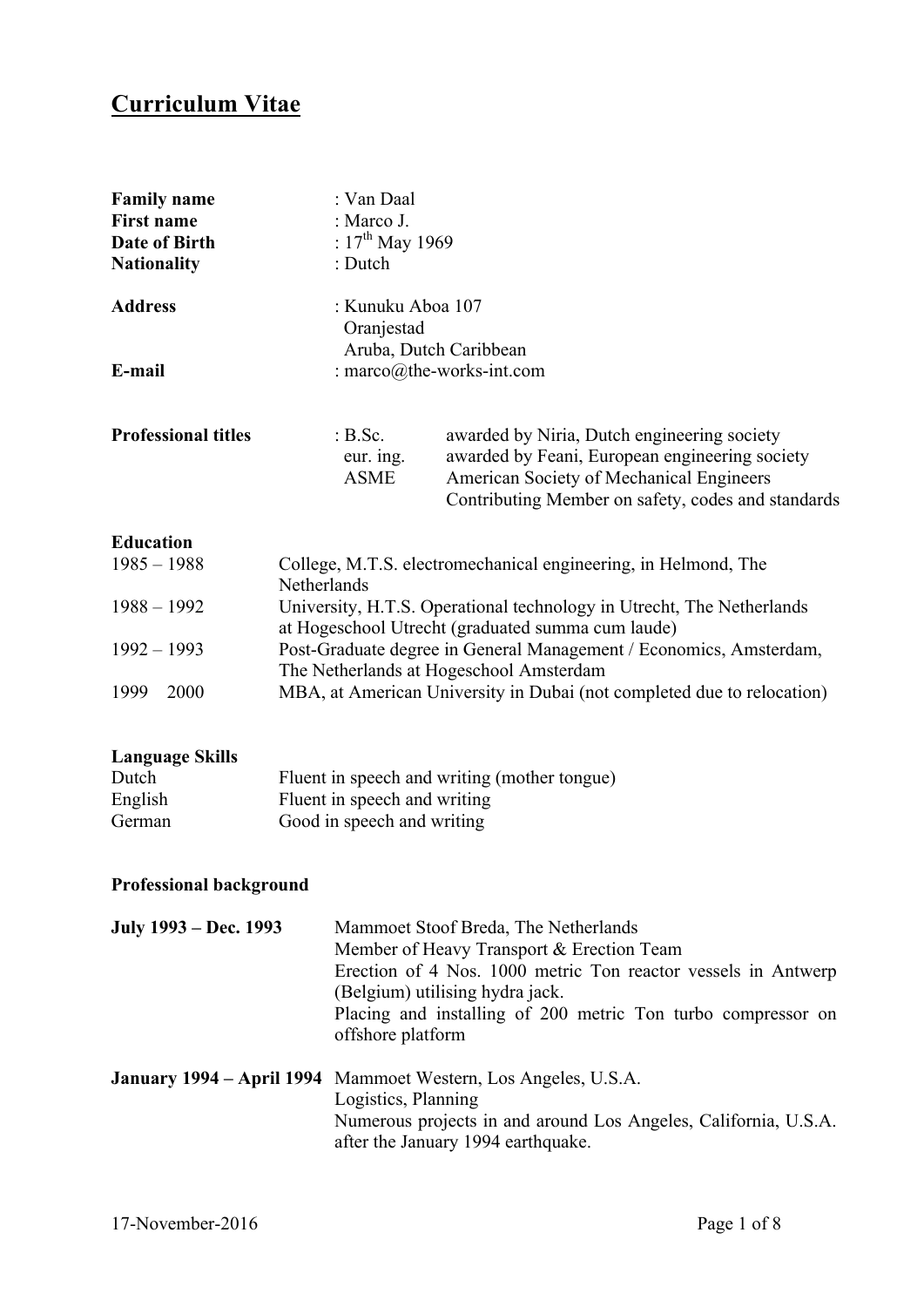# Curriculum Vitae

**Family name** : Van Daal
**First name** : Marco J.
**Date of Birth** : 17th May 1969
**Nationality** : Dutch

**Address** : Kunuku Aboa 107
Oranjestad
Aruba, Dutch Caribbean
**E-mail** : marco@the-works-int.com

**Professional titles** :

| | |
|---|---|
| B.Sc. | awarded by Niria, Dutch engineering society |
| eur. ing. | awarded by Feani, European engineering society |
| ASME | American Society of Mechanical Engineers<br>Contributing Member on safety, codes and standards |

**Education**

| | |
|---|---|
| 1985 – 1988 | College, M.T.S. electromechanical engineering, in Helmond, The Netherlands |
| 1988 – 1992 | University, H.T.S. Operational technology in Utrecht, The Netherlands at Hogeschool Utrecht (graduated summa cum laude) |
| 1992 – 1993 | Post-Graduate degree in General Management / Economics, Amsterdam, The Netherlands at Hogeschool Amsterdam |
| 1999 2000 | MBA, at American University in Dubai (not completed due to relocation) |

**Language Skills**

| | |
|---|---|
| Dutch | Fluent in speech and writing (mother tongue) |
| English | Fluent in speech and writing |
| German | Good in speech and writing |

**Professional background**

**July 1993 – Dec. 1993**
Mammoet Stoof Breda, The Netherlands
Member of Heavy Transport & Erection Team
Erection of 4 Nos. 1000 metric Ton reactor vessels in Antwerp (Belgium) utilising hydra jack.
Placing and installing of 200 metric Ton turbo compressor on offshore platform

**January 1994 – April 1994**
Mammoet Western, Los Angeles, U.S.A.
Logistics, Planning
Numerous projects in and around Los Angeles, California, U.S.A. after the January 1994 earthquake.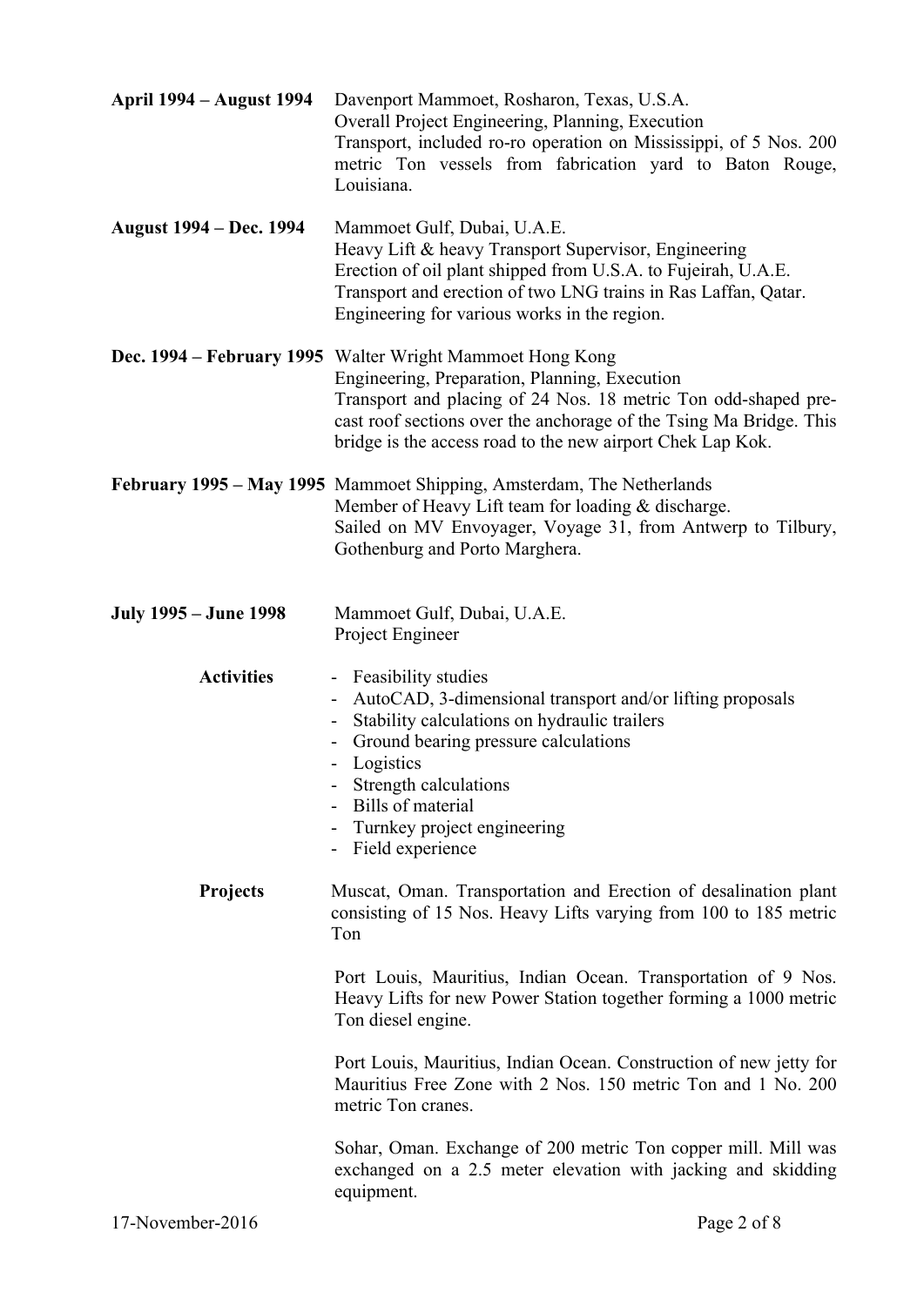**April 1994 – August 1994**

Davenport Mammoet, Rosharon, Texas, U.S.A.
Overall Project Engineering, Planning, Execution
Transport, included ro-ro operation on Mississippi, of 5 Nos. 200 metric Ton vessels from fabrication yard to Baton Rouge, Louisiana.

**August 1994 – Dec. 1994**

Mammoet Gulf, Dubai, U.A.E.
Heavy Lift & heavy Transport Supervisor, Engineering
Erection of oil plant shipped from U.S.A. to Fujeirah, U.A.E.
Transport and erection of two LNG trains in Ras Laffan, Qatar.
Engineering for various works in the region.

**Dec. 1994 – February 1995**

Walter Wright Mammoet Hong Kong
Engineering, Preparation, Planning, Execution
Transport and placing of 24 Nos. 18 metric Ton odd-shaped pre-cast roof sections over the anchorage of the Tsing Ma Bridge. This bridge is the access road to the new airport Chek Lap Kok.

**February 1995 – May 1995**

Mammoet Shipping, Amsterdam, The Netherlands
Member of Heavy Lift team for loading & discharge.
Sailed on MV Envoyager, Voyage 31, from Antwerp to Tilbury, Gothenburg and Porto Marghera.

**July 1995 – June 1998**

Mammoet Gulf, Dubai, U.A.E.
Project Engineer

**Activities**

- Feasibility studies
- AutoCAD, 3-dimensional transport and/or lifting proposals
- Stability calculations on hydraulic trailers
- Ground bearing pressure calculations
- Logistics
- Strength calculations
- Bills of material
- Turnkey project engineering
- Field experience

**Projects**

Muscat, Oman. Transportation and Erection of desalination plant consisting of 15 Nos. Heavy Lifts varying from 100 to 185 metric Ton

Port Louis, Mauritius, Indian Ocean. Transportation of 9 Nos. Heavy Lifts for new Power Station together forming a 1000 metric Ton diesel engine.

Port Louis, Mauritius, Indian Ocean. Construction of new jetty for Mauritius Free Zone with 2 Nos. 150 metric Ton and 1 No. 200 metric Ton cranes.

Sohar, Oman. Exchange of 200 metric Ton copper mill. Mill was exchanged on a 2.5 meter elevation with jacking and skidding equipment.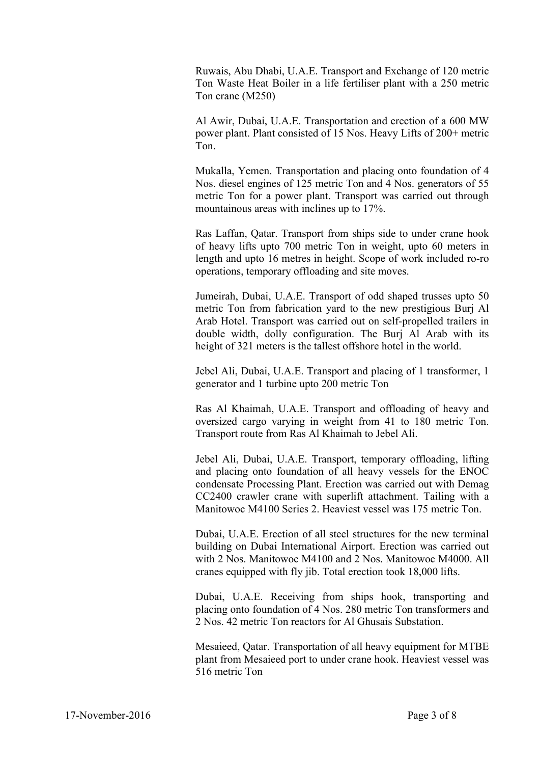Ruwais, Abu Dhabi, U.A.E. Transport and Exchange of 120 metric Ton Waste Heat Boiler in a life fertiliser plant with a 250 metric Ton crane (M250)

Al Awir, Dubai, U.A.E. Transportation and erection of a 600 MW power plant. Plant consisted of 15 Nos. Heavy Lifts of 200+ metric Ton.

Mukalla, Yemen. Transportation and placing onto foundation of 4 Nos. diesel engines of 125 metric Ton and 4 Nos. generators of 55 metric Ton for a power plant. Transport was carried out through mountainous areas with inclines up to 17%.

Ras Laffan, Qatar. Transport from ships side to under crane hook of heavy lifts upto 700 metric Ton in weight, upto 60 meters in length and upto 16 metres in height. Scope of work included ro-ro operations, temporary offloading and site moves.

Jumeirah, Dubai, U.A.E. Transport of odd shaped trusses upto 50 metric Ton from fabrication yard to the new prestigious Burj Al Arab Hotel. Transport was carried out on self-propelled trailers in double width, dolly configuration. The Burj Al Arab with its height of 321 meters is the tallest offshore hotel in the world.

Jebel Ali, Dubai, U.A.E. Transport and placing of 1 transformer, 1 generator and 1 turbine upto 200 metric Ton

Ras Al Khaimah, U.A.E. Transport and offloading of heavy and oversized cargo varying in weight from 41 to 180 metric Ton. Transport route from Ras Al Khaimah to Jebel Ali.

Jebel Ali, Dubai, U.A.E. Transport, temporary offloading, lifting and placing onto foundation of all heavy vessels for the ENOC condensate Processing Plant. Erection was carried out with Demag CC2400 crawler crane with superlift attachment. Tailing with a Manitowoc M4100 Series 2. Heaviest vessel was 175 metric Ton.

Dubai, U.A.E. Erection of all steel structures for the new terminal building on Dubai International Airport. Erection was carried out with 2 Nos. Manitowoc M4100 and 2 Nos. Manitowoc M4000. All cranes equipped with fly jib. Total erection took 18,000 lifts.

Dubai, U.A.E. Receiving from ships hook, transporting and placing onto foundation of 4 Nos. 280 metric Ton transformers and 2 Nos. 42 metric Ton reactors for Al Ghusais Substation.

Mesaieed, Qatar. Transportation of all heavy equipment for MTBE plant from Mesaieed port to under crane hook. Heaviest vessel was 516 metric Ton

17-November-2016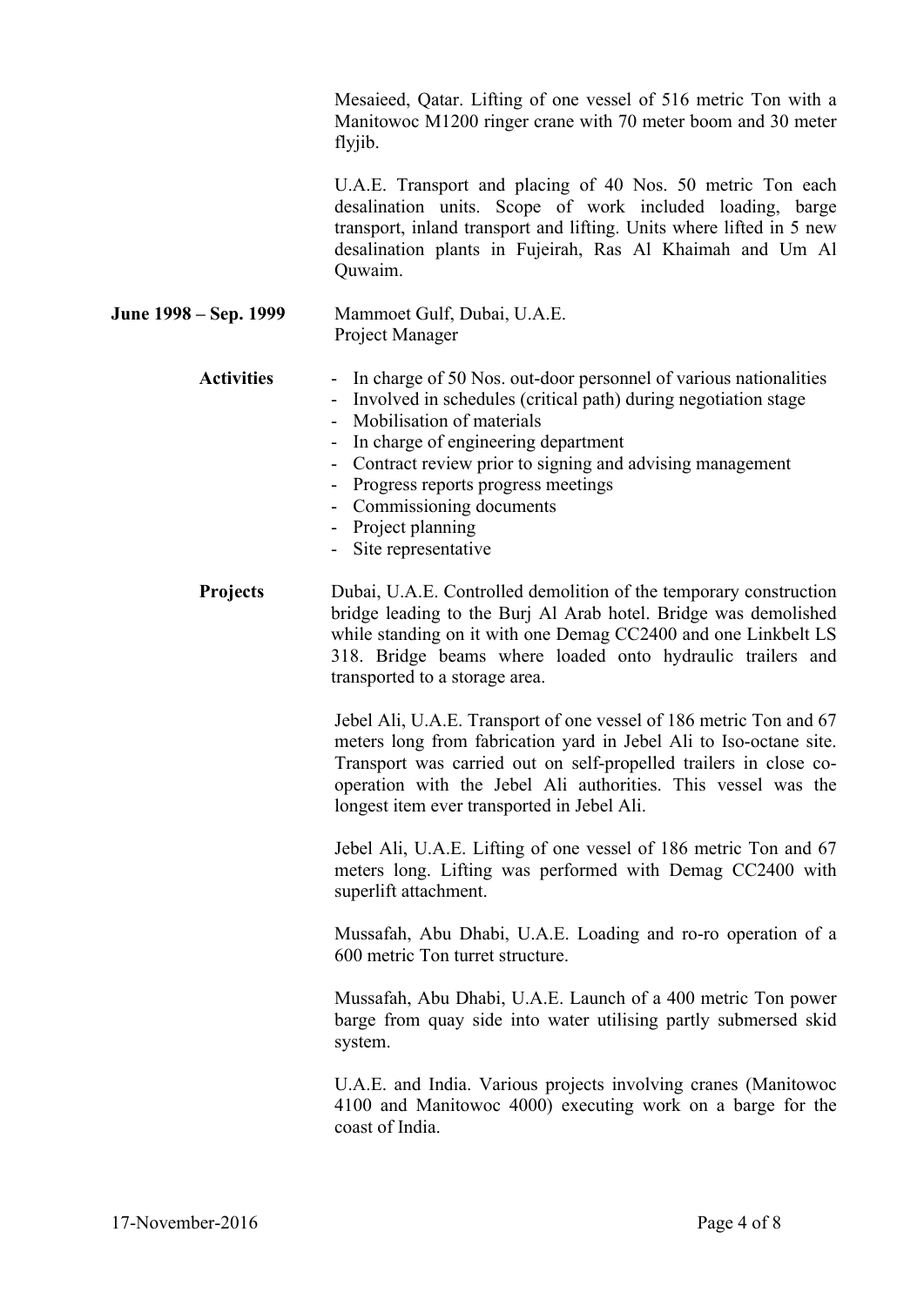Mesaieed, Qatar. Lifting of one vessel of 516 metric Ton with a Manitowoc M1200 ringer crane with 70 meter boom and 30 meter flyjib.

U.A.E. Transport and placing of 40 Nos. 50 metric Ton each desalination units. Scope of work included loading, barge transport, inland transport and lifting. Units where lifted in 5 new desalination plants in Fujeirah, Ras Al Khaimah and Um Al Quwaim.

**June 1998 – Sep. 1999**

Mammoet Gulf, Dubai, U.A.E.
Project Manager

**Activities**

- In charge of 50 Nos. out-door personnel of various nationalities
- Involved in schedules (critical path) during negotiation stage
- Mobilisation of materials
- In charge of engineering department
- Contract review prior to signing and advising management
- Progress reports progress meetings
- Commissioning documents
- Project planning
- Site representative

**Projects**

Dubai, U.A.E. Controlled demolition of the temporary construction bridge leading to the Burj Al Arab hotel. Bridge was demolished while standing on it with one Demag CC2400 and one Linkbelt LS 318. Bridge beams where loaded onto hydraulic trailers and transported to a storage area.

Jebel Ali, U.A.E. Transport of one vessel of 186 metric Ton and 67 meters long from fabrication yard in Jebel Ali to Iso-octane site. Transport was carried out on self-propelled trailers in close co-operation with the Jebel Ali authorities. This vessel was the longest item ever transported in Jebel Ali.

Jebel Ali, U.A.E. Lifting of one vessel of 186 metric Ton and 67 meters long. Lifting was performed with Demag CC2400 with superlift attachment.

Mussafah, Abu Dhabi, U.A.E. Loading and ro-ro operation of a 600 metric Ton turret structure.

Mussafah, Abu Dhabi, U.A.E. Launch of a 400 metric Ton power barge from quay side into water utilising partly submersed skid system.

U.A.E. and India. Various projects involving cranes (Manitowoc 4100 and Manitowoc 4000) executing work on a barge for the coast of India.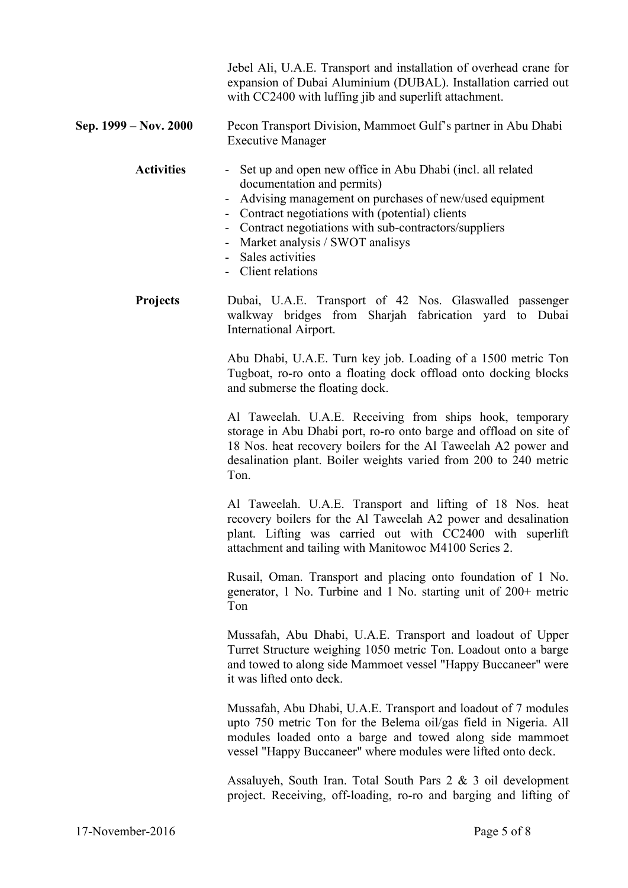Jebel Ali, U.A.E. Transport and installation of overhead crane for expansion of Dubai Aluminium (DUBAL). Installation carried out with CC2400 with luffing jib and superlift attachment.

**Sep. 1999 – Nov. 2000** Pecon Transport Division, Mammoet Gulf's partner in Abu Dhabi
Executive Manager

**Activities**

- Set up and open new office in Abu Dhabi (incl. all related documentation and permits)
- Advising management on purchases of new/used equipment
- Contract negotiations with (potential) clients
- Contract negotiations with sub-contractors/suppliers
- Market analysis / SWOT analisys
- Sales activities
- Client relations

**Projects**

Dubai, U.A.E. Transport of 42 Nos. Glaswalled passenger walkway bridges from Sharjah fabrication yard to Dubai International Airport.

Abu Dhabi, U.A.E. Turn key job. Loading of a 1500 metric Ton Tugboat, ro-ro onto a floating dock offload onto docking blocks and submerse the floating dock.

Al Taweelah. U.A.E. Receiving from ships hook, temporary storage in Abu Dhabi port, ro-ro onto barge and offload on site of 18 Nos. heat recovery boilers for the Al Taweelah A2 power and desalination plant. Boiler weights varied from 200 to 240 metric Ton.

Al Taweelah. U.A.E. Transport and lifting of 18 Nos. heat recovery boilers for the Al Taweelah A2 power and desalination plant. Lifting was carried out with CC2400 with superlift attachment and tailing with Manitowoc M4100 Series 2.

Rusail, Oman. Transport and placing onto foundation of 1 No. generator, 1 No. Turbine and 1 No. starting unit of 200+ metric Ton

Mussafah, Abu Dhabi, U.A.E. Transport and loadout of Upper Turret Structure weighing 1050 metric Ton. Loadout onto a barge and towed to along side Mammoet vessel "Happy Buccaneer" were it was lifted onto deck.

Mussafah, Abu Dhabi, U.A.E. Transport and loadout of 7 modules upto 750 metric Ton for the Belema oil/gas field in Nigeria. All modules loaded onto a barge and towed along side mammoet vessel "Happy Buccaneer" where modules were lifted onto deck.

Assaluyeh, South Iran. Total South Pars 2 & 3 oil development project. Receiving, off-loading, ro-ro and barging and lifting of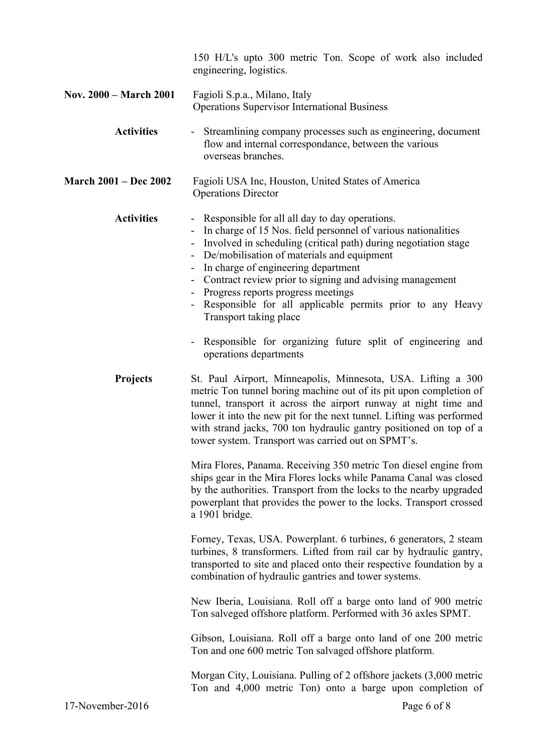150 H/L's upto 300 metric Ton. Scope of work also included engineering, logistics.

**Nov. 2000 – March 2001** Fagioli S.p.a., Milano, Italy
Operations Supervisor International Business

**Activities**

- Streamlining company processes such as engineering, document flow and internal correspondance, between the various overseas branches.

**March 2001 – Dec 2002** Fagioli USA Inc, Houston, United States of America
Operations Director

**Activities**

- Responsible for all all day to day operations.
- In charge of 15 Nos. field personnel of various nationalities
- Involved in scheduling (critical path) during negotiation stage
- De/mobilisation of materials and equipment
- In charge of engineering department
- Contract review prior to signing and advising management
- Progress reports progress meetings
- Responsible for all applicable permits prior to any Heavy Transport taking place
- Responsible for organizing future split of engineering and operations departments

**Projects**

St. Paul Airport, Minneapolis, Minnesota, USA. Lifting a 300 metric Ton tunnel boring machine out of its pit upon completion of tunnel, transport it across the airport runway at night time and lower it into the new pit for the next tunnel. Lifting was performed with strand jacks, 700 ton hydraulic gantry positioned on top of a tower system. Transport was carried out on SPMT's.

Mira Flores, Panama. Receiving 350 metric Ton diesel engine from ships gear in the Mira Flores locks while Panama Canal was closed by the authorities. Transport from the locks to the nearby upgraded powerplant that provides the power to the locks. Transport crossed a 1901 bridge.

Forney, Texas, USA. Powerplant. 6 turbines, 6 generators, 2 steam turbines, 8 transformers. Lifted from rail car by hydraulic gantry, transported to site and placed onto their respective foundation by a combination of hydraulic gantries and tower systems.

New Iberia, Louisiana. Roll off a barge onto land of 900 metric Ton salveged offshore platform. Performed with 36 axles SPMT.

Gibson, Louisiana. Roll off a barge onto land of one 200 metric Ton and one 600 metric Ton salvaged offshore platform.

Morgan City, Louisiana. Pulling of 2 offshore jackets (3,000 metric Ton and 4,000 metric Ton) onto a barge upon completion of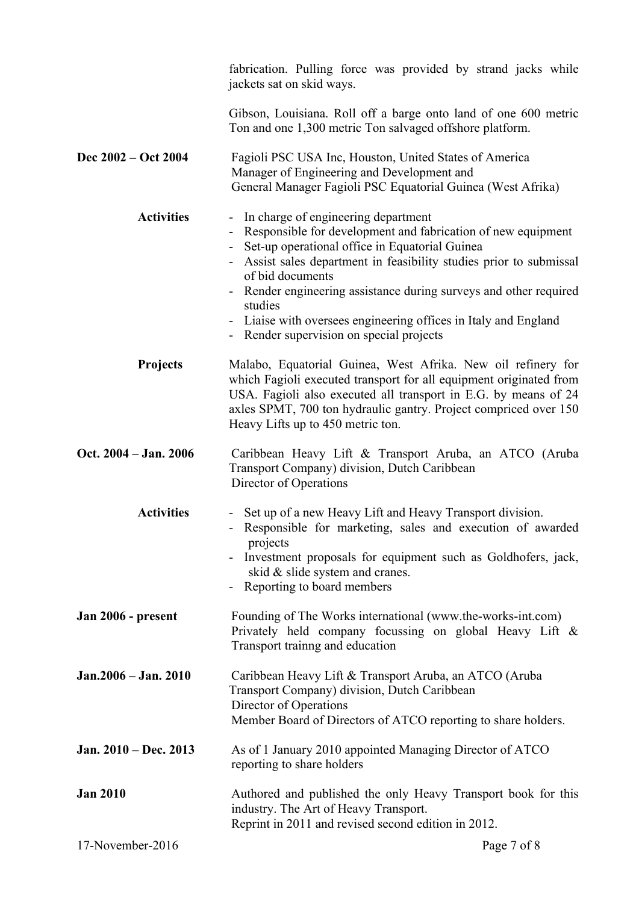fabrication. Pulling force was provided by strand jacks while jackets sat on skid ways.

Gibson, Louisiana. Roll off a barge onto land of one 600 metric Ton and one 1,300 metric Ton salvaged offshore platform.

**Dec 2002 – Oct 2004**

Fagioli PSC USA Inc, Houston, United States of America
Manager of Engineering and Development and
General Manager Fagioli PSC Equatorial Guinea (West Afrika)

**Activities**

- In charge of engineering department
- Responsible for development and fabrication of new equipment
- Set-up operational office in Equatorial Guinea
- Assist sales department in feasibility studies prior to submissal of bid documents
- Render engineering assistance during surveys and other required studies
- Liaise with oversees engineering offices in Italy and England
- Render supervision on special projects

**Projects**

Malabo, Equatorial Guinea, West Afrika. New oil refinery for which Fagioli executed transport for all equipment originated from USA. Fagioli also executed all transport in E.G. by means of 24 axles SPMT, 700 ton hydraulic gantry. Project compriced over 150 Heavy Lifts up to 450 metric ton.

**Oct. 2004 – Jan. 2006**

Caribbean Heavy Lift & Transport Aruba, an ATCO (Aruba Transport Company) division, Dutch Caribbean
Director of Operations

**Activities**

- Set up of a new Heavy Lift and Heavy Transport division.
- Responsible for marketing, sales and execution of awarded projects
- Investment proposals for equipment such as Goldhofers, jack, skid & slide system and cranes.
- Reporting to board members

**Jan 2006 - present**

Founding of The Works international (www.the-works-int.com)
Privately held company focussing on global Heavy Lift & Transport trainng and education

**Jan.2006 – Jan. 2010**

Caribbean Heavy Lift & Transport Aruba, an ATCO (Aruba Transport Company) division, Dutch Caribbean
Director of Operations
Member Board of Directors of ATCO reporting to share holders.

**Jan. 2010 – Dec. 2013**

As of 1 January 2010 appointed Managing Director of ATCO reporting to share holders

**Jan 2010**

Authored and published the only Heavy Transport book for this industry. The Art of Heavy Transport.
Reprint in 2011 and revised second edition in 2012.

17-November-2016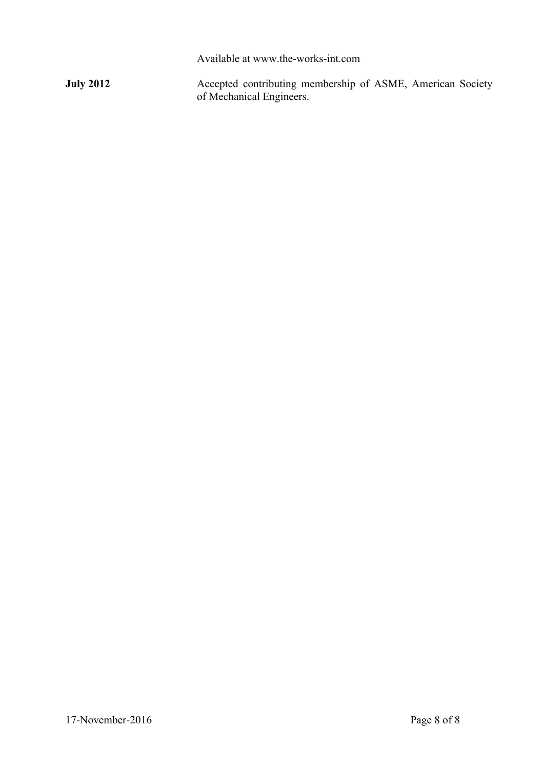Available at www.the-works-int.com

**July 2012** Accepted contributing membership of ASME, American Society of Mechanical Engineers.